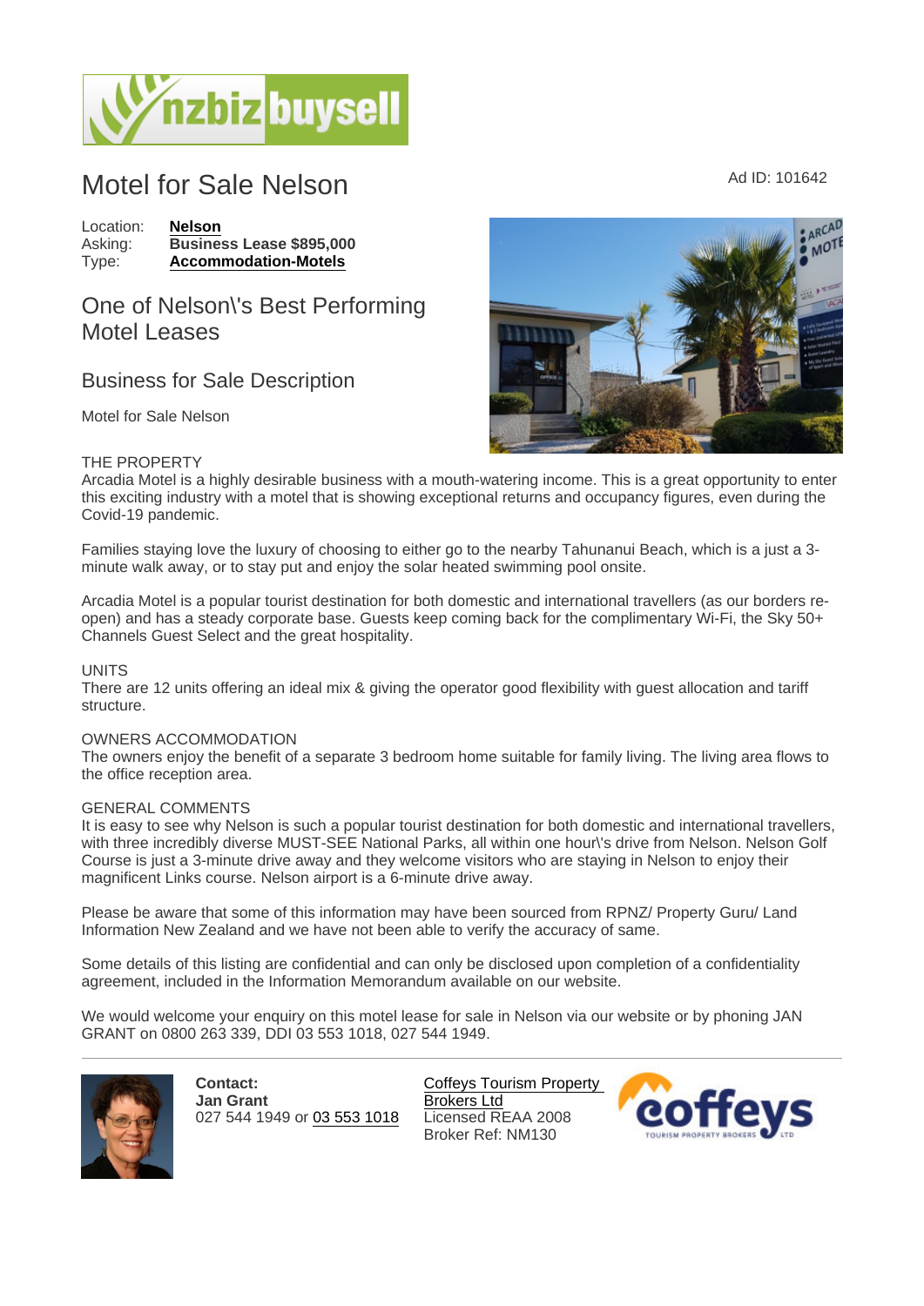# Motel for Sale Nelson

Ad ID: 101642

Location: **Nelson**
Asking: **Business Lease $895,000**
Type: **Accommodation-Motels**

## One of Nelson\'s Best Performing Motel Leases

## Business for Sale Description

Motel for Sale Nelson

THE PROPERTY
Arcadia Motel is a highly desirable business with a mouth-watering income. This is a great opportunity to enter this exciting industry with a motel that is showing exceptional returns and occupancy figures, even during the Covid-19 pandemic.

Families staying love the luxury of choosing to either go to the nearby Tahunanui Beach, which is a just a 3-minute walk away, or to stay put and enjoy the solar heated swimming pool onsite.

Arcadia Motel is a popular tourist destination for both domestic and international travellers (as our borders re-open) and has a steady corporate base. Guests keep coming back for the complimentary Wi-Fi, the Sky 50+ Channels Guest Select and the great hospitality.

UNITS
There are 12 units offering an ideal mix & giving the operator good flexibility with guest allocation and tariff structure.

OWNERS ACCOMMODATION
The owners enjoy the benefit of a separate 3 bedroom home suitable for family living. The living area flows to the office reception area.

GENERAL COMMENTS
It is easy to see why Nelson is such a popular tourist destination for both domestic and international travellers, with three incredibly diverse MUST-SEE National Parks, all within one hour\'s drive from Nelson. Nelson Golf Course is just a 3-minute drive away and they welcome visitors who are staying in Nelson to enjoy their magnificent Links course. Nelson airport is a 6-minute drive away.

Please be aware that some of this information may have been sourced from RPNZ/ Property Guru/ Land Information New Zealand and we have not been able to verify the accuracy of same.

Some details of this listing are confidential and can only be disclosed upon completion of a confidentiality agreement, included in the Information Memorandum available on our website.

We would welcome your enquiry on this motel lease for sale in Nelson via our website or by phoning JAN GRANT on 0800 263 339, DDI 03 553 1018, 027 544 1949.

---

**Contact:**
**Jan Grant**
027 544 1949 or 03 553 1018

Coffeys Tourism Property Brokers Ltd
Licensed REAA 2008
Broker Ref: NM130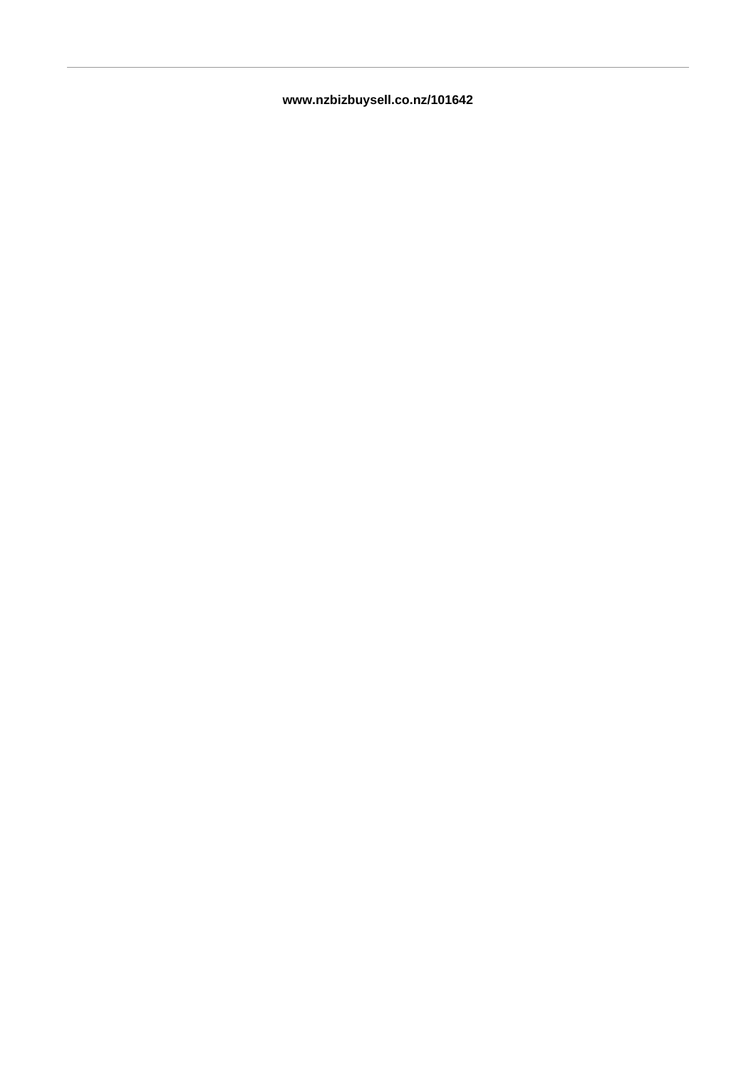**www.nzbizbuysell.co.nz/101642**